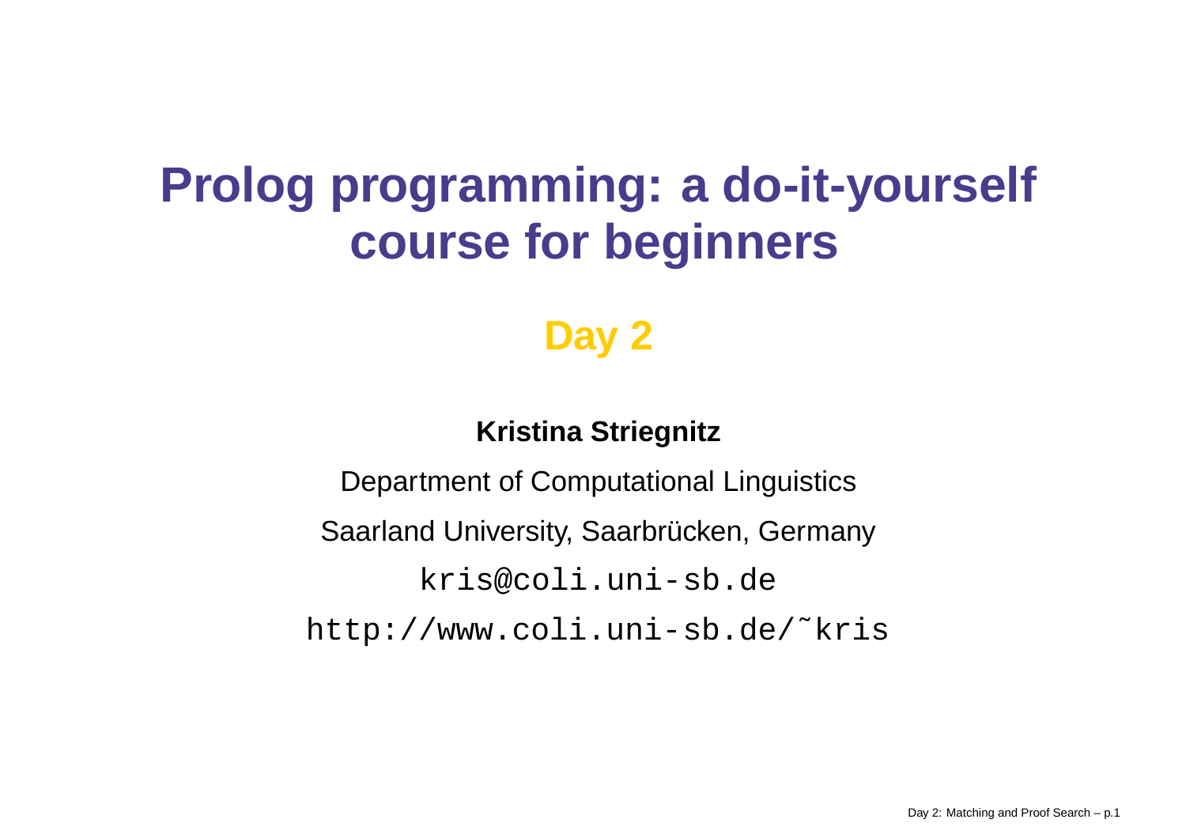# Prolog programming: a do-it-yourself course for beginners

## Day 2

**Kristina Striegnitz**

Department of Computational Linguistics

Saarland University, Saarbrücken, Germany

`kris@coli.uni-sb.de`

`http://www.coli.uni-sb.de/˜kris`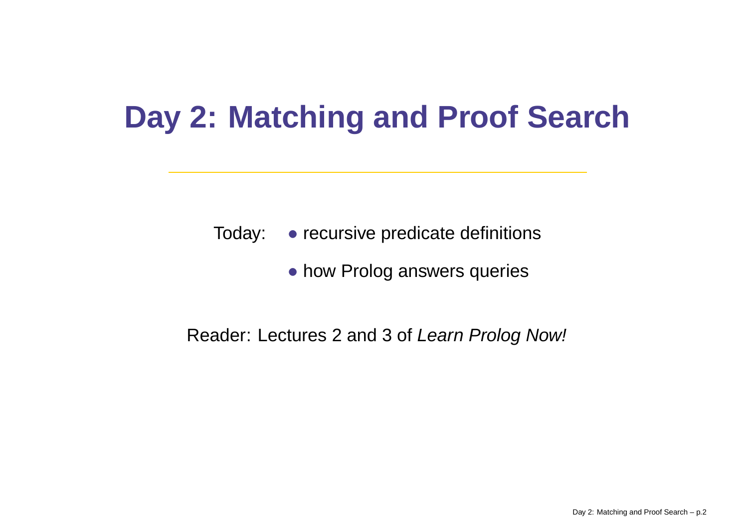# Day 2: Matching and Proof Search

Today:

- recursive predicate definitions
- how Prolog answers queries

Reader: Lectures 2 and 3 of *Learn Prolog Now!*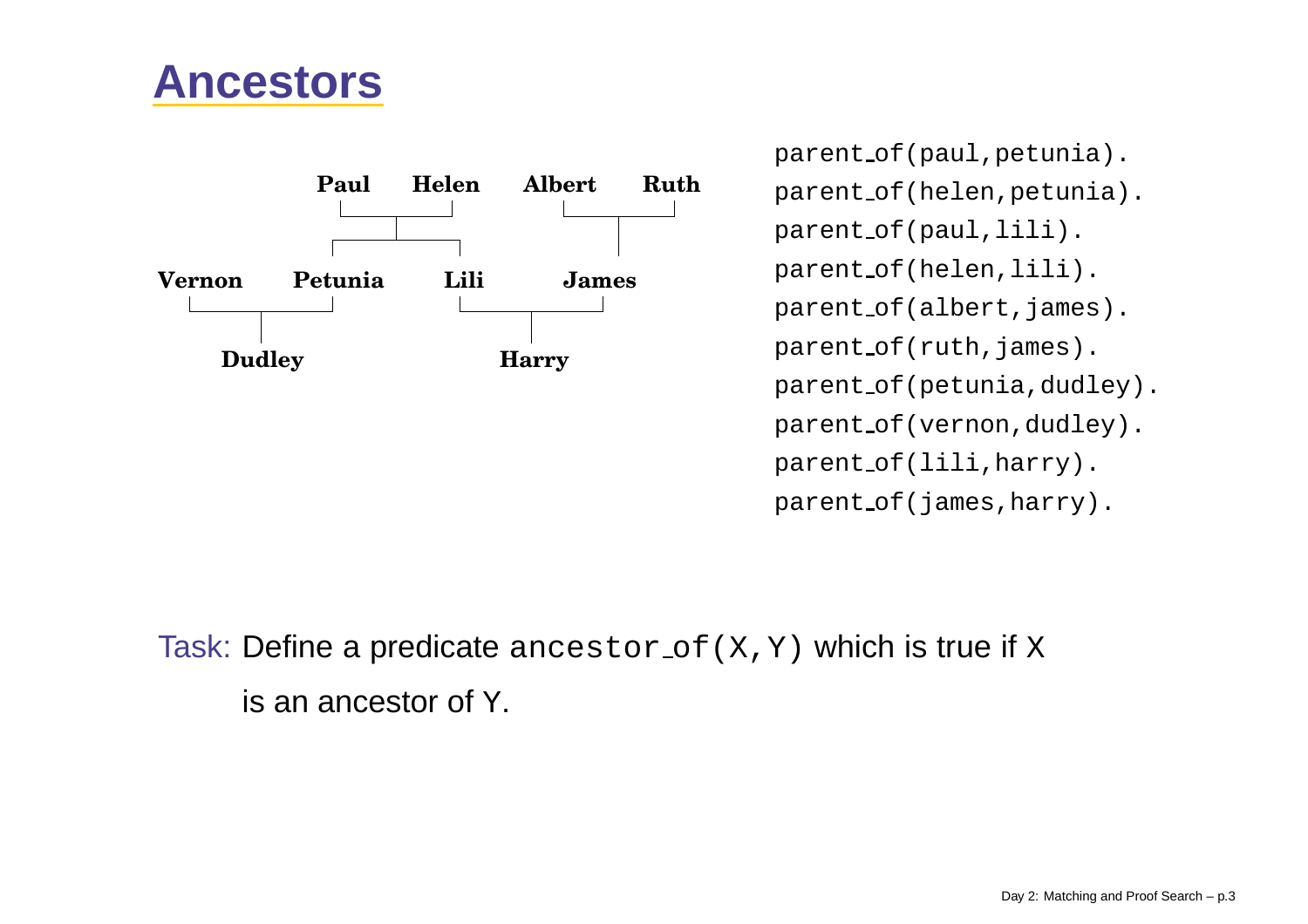# Ancestors

```
parent_of(paul,petunia).
parent_of(helen,petunia).
parent_of(paul,lili).
parent_of(helen,lili).
parent_of(albert,james).
parent_of(ruth,james).
parent_of(petunia,dudley).
parent_of(vernon,dudley).
parent_of(lili,harry).
parent_of(james,harry).
```

Task: Define a predicate `ancestor_of(X,Y)` which is true if X is an ancestor of Y.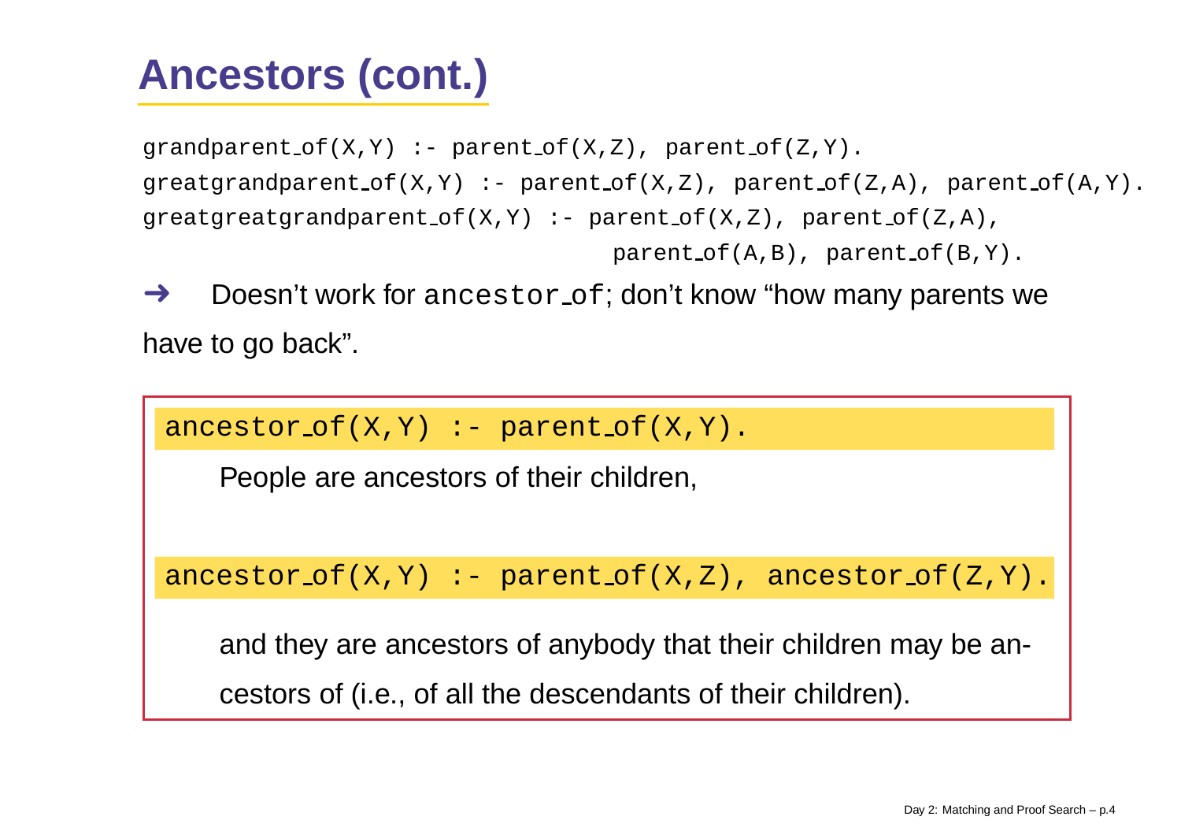# Ancestors (cont.)

```
grandparent_of(X,Y) :- parent_of(X,Z), parent_of(Z,Y).
greatgrandparent_of(X,Y) :- parent_of(X,Z), parent_of(Z,A), parent_of(A,Y).
greatgreatgrandparent_of(X,Y) :- parent_of(X,Z), parent_of(Z,A),
                                  parent_of(A,B), parent_of(B,Y).
```

➜ Doesn't work for `ancestor_of`; don't know "how many parents we have to go back".

```
ancestor_of(X,Y) :- parent_of(X,Y).
```

People are ancestors of their children,

```
ancestor_of(X,Y) :- parent_of(X,Z), ancestor_of(Z,Y).
```

and they are ancestors of anybody that their children may be ancestors of (i.e., of all the descendants of their children).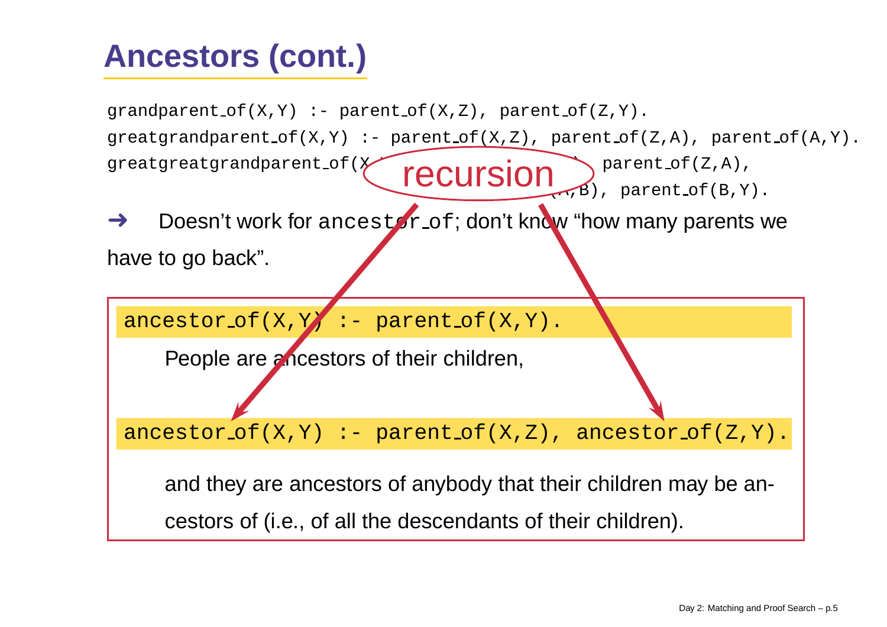# Ancestors (cont.)

```
grandparent_of(X,Y) :- parent_of(X,Z), parent_of(Z,Y).
greatgrandparent_of(X,Y) :- parent_of(X,Z), parent_of(Z,A), parent_of(A,Y).
greatgreatgrandparent_of(X,Y) :- parent_of(X,Z), parent_of(Z,A),
                                 parent_of(A,B), parent_of(B,Y).
```

recursion

➜ Doesn't work for `ancestor_of`; don't know "how many parents we have to go back".

```
ancestor_of(X,Y) :- parent_of(X,Y).
```

People are ancestors of their children,

```
ancestor_of(X,Y) :- parent_of(X,Z), ancestor_of(Z,Y).
```

and they are ancestors of anybody that their children may be ancestors of (i.e., of all the descendants of their children).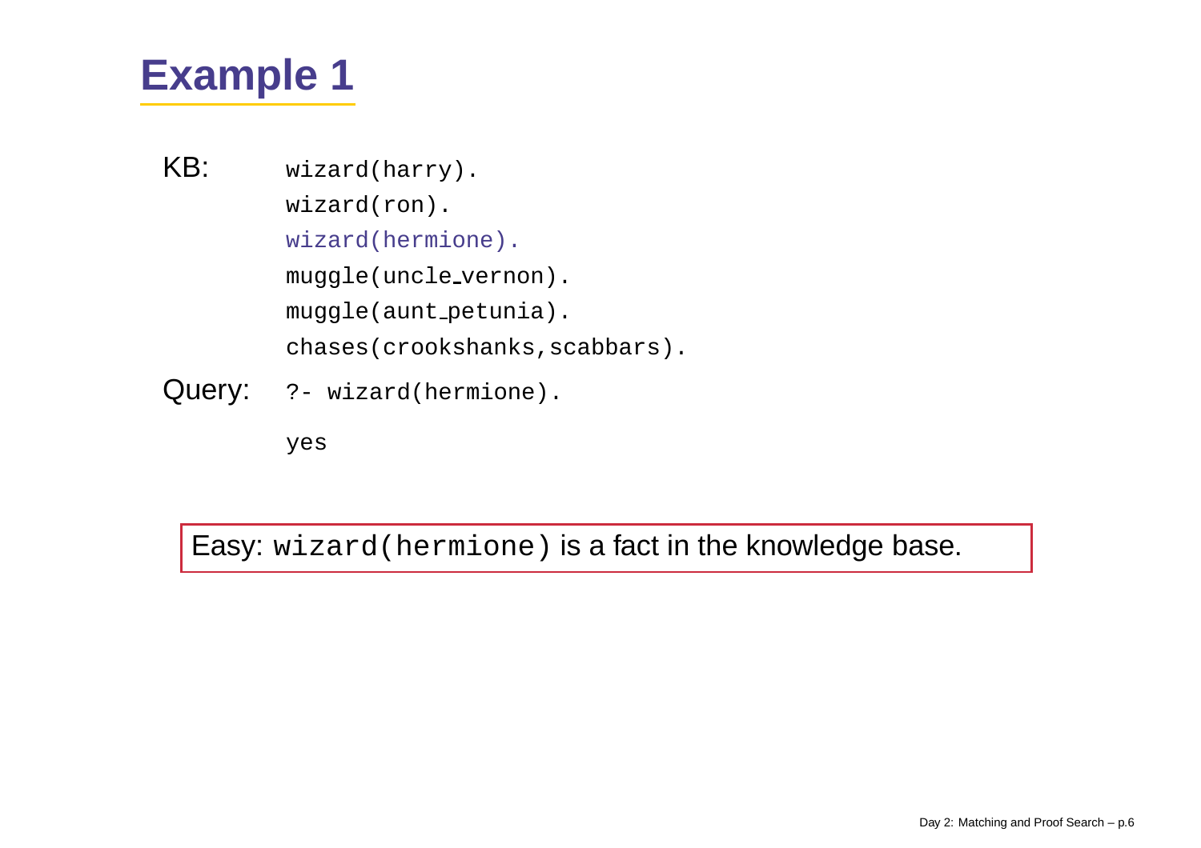# Example 1

KB:

```
wizard(harry).
wizard(ron).
wizard(hermione).
muggle(uncle_vernon).
muggle(aunt_petunia).
chases(crookshanks,scabbars).
```

Query:

```
?- wizard(hermione).

yes
```

Easy: `wizard(hermione)` is a fact in the knowledge base.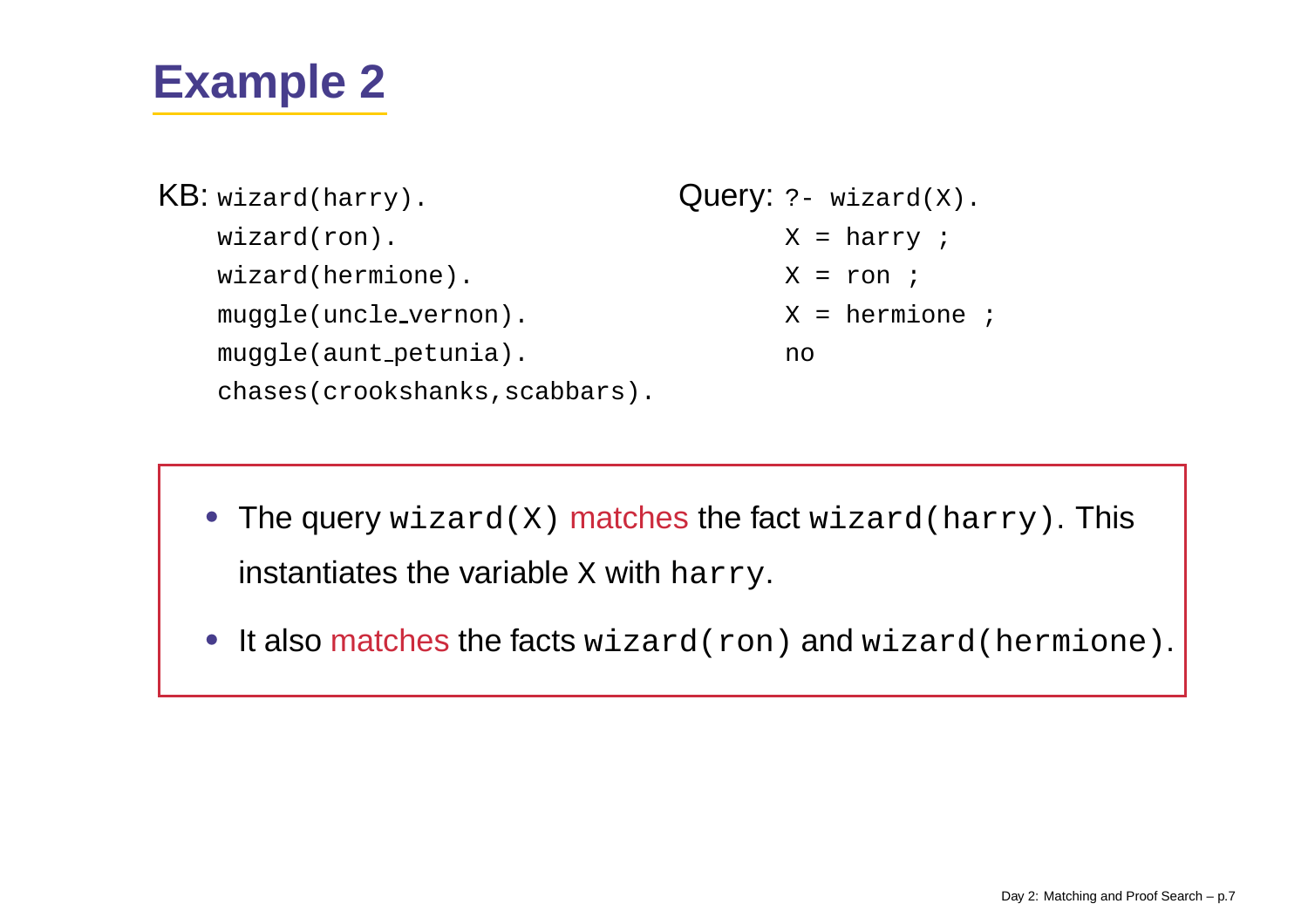# Example 2

KB:
```
wizard(harry).
wizard(ron).
wizard(hermione).
muggle(uncle_vernon).
muggle(aunt_petunia).
chases(crookshanks,scabbars).
```

Query:
```
?- wizard(X).
X = harry ;
X = ron ;
X = hermione ;
no
```

- The query `wizard(X)` matches the fact `wizard(harry)`. This instantiates the variable `X` with `harry`.
- It also matches the facts `wizard(ron)` and `wizard(hermione)`.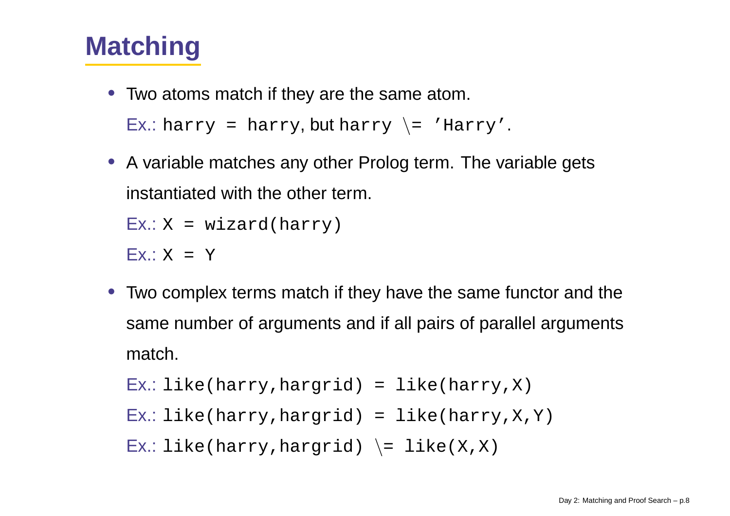# Matching

- Two atoms match if they are the same atom.

  Ex.: `harry = harry`, but `harry \= 'Harry'`.

- A variable matches any other Prolog term. The variable gets instantiated with the other term.

  Ex.: `X = wizard(harry)`

  Ex.: `X = Y`

- Two complex terms match if they have the same functor and the same number of arguments and if all pairs of parallel arguments match.

  Ex.: `like(harry,hargrid) = like(harry,X)`

  Ex.: `like(harry,hargrid) = like(harry,X,Y)`

  Ex.: `like(harry,hargrid) \= like(X,X)`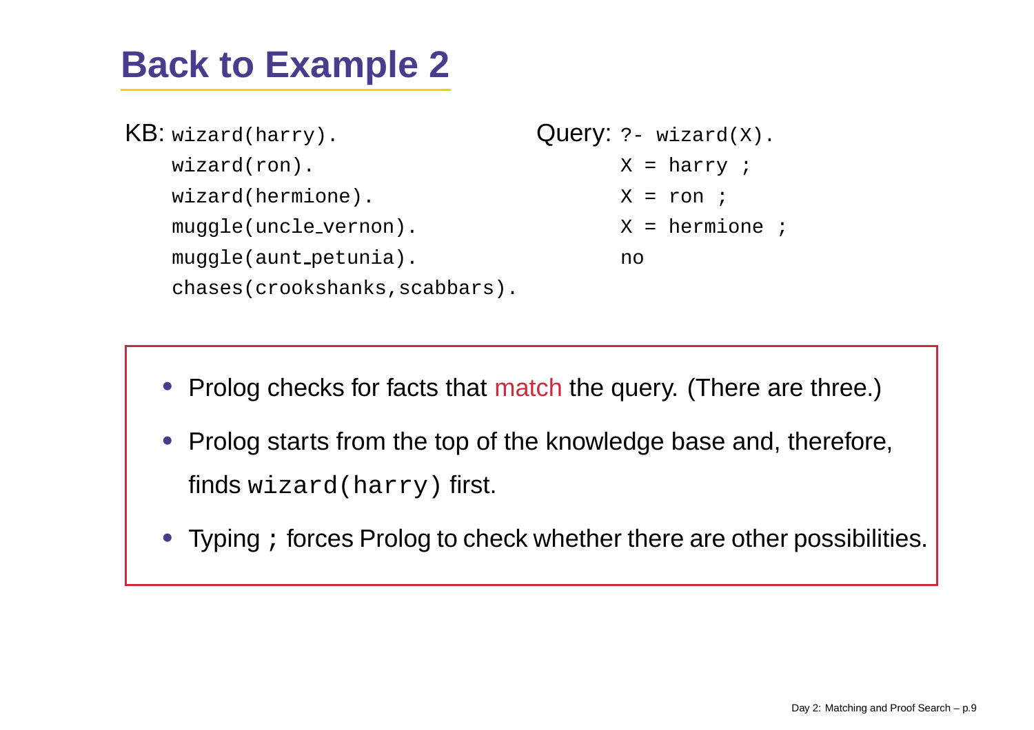# Back to Example 2

KB:

```
wizard(harry).
wizard(ron).
wizard(hermione).
muggle(uncle_vernon).
muggle(aunt_petunia).
chases(crookshanks,scabbars).
```

Query:

```
?- wizard(X).
X = harry ;
X = ron ;
X = hermione ;
no
```

- Prolog checks for facts that match the query. (There are three.)
- Prolog starts from the top of the knowledge base and, therefore, finds `wizard(harry)` first.
- Typing `;` forces Prolog to check whether there are other possibilities.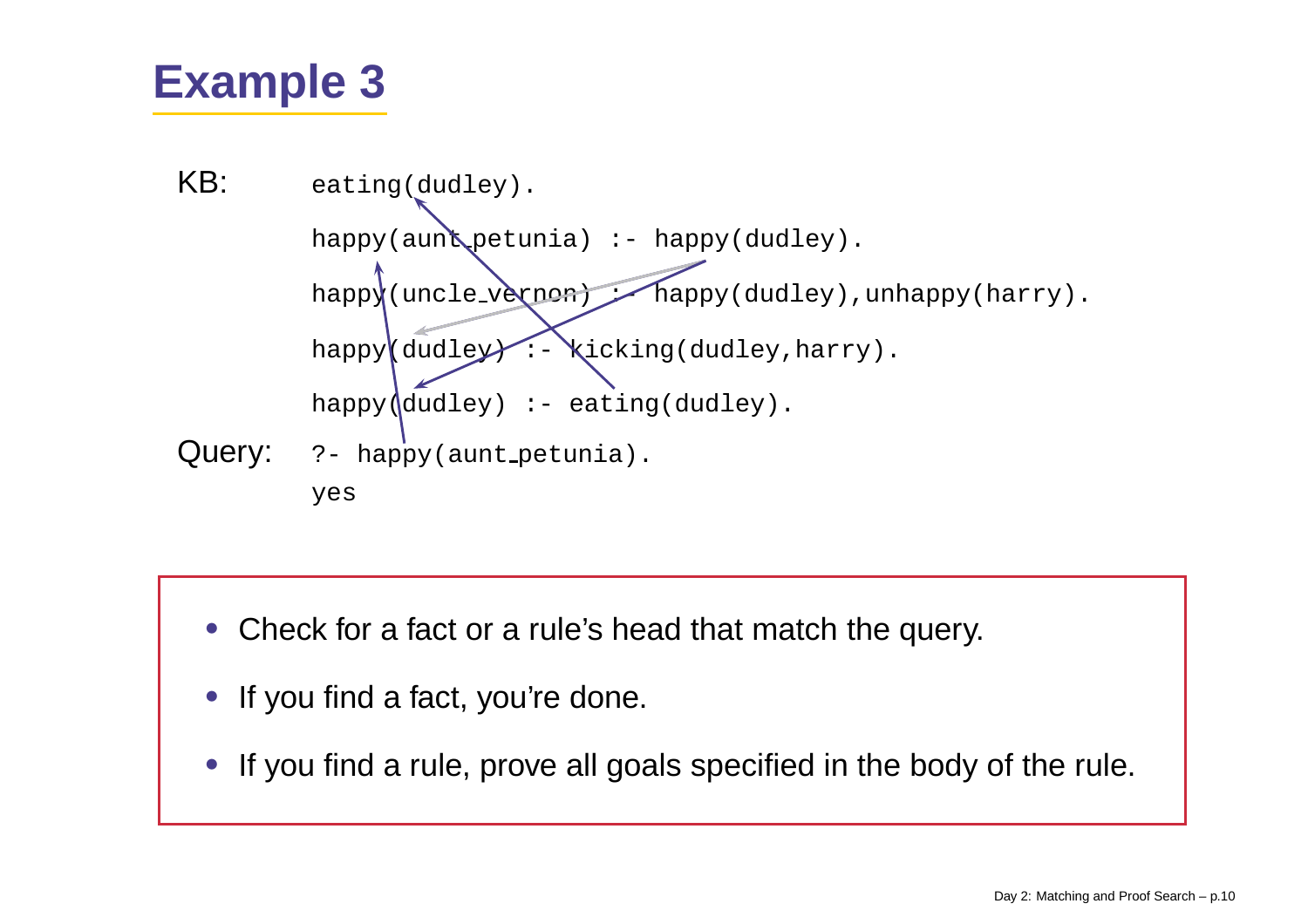# Example 3

KB:

```
eating(dudley).
happy(aunt_petunia) :- happy(dudley).
happy(uncle_vernon) :- happy(dudley),unhappy(harry).
happy(dudley) :- kicking(dudley,harry).
happy(dudley) :- eating(dudley).
```

Query:

```
?- happy(aunt_petunia).
yes
```

- Check for a fact or a rule's head that match the query.
- If you find a fact, you're done.
- If you find a rule, prove all goals specified in the body of the rule.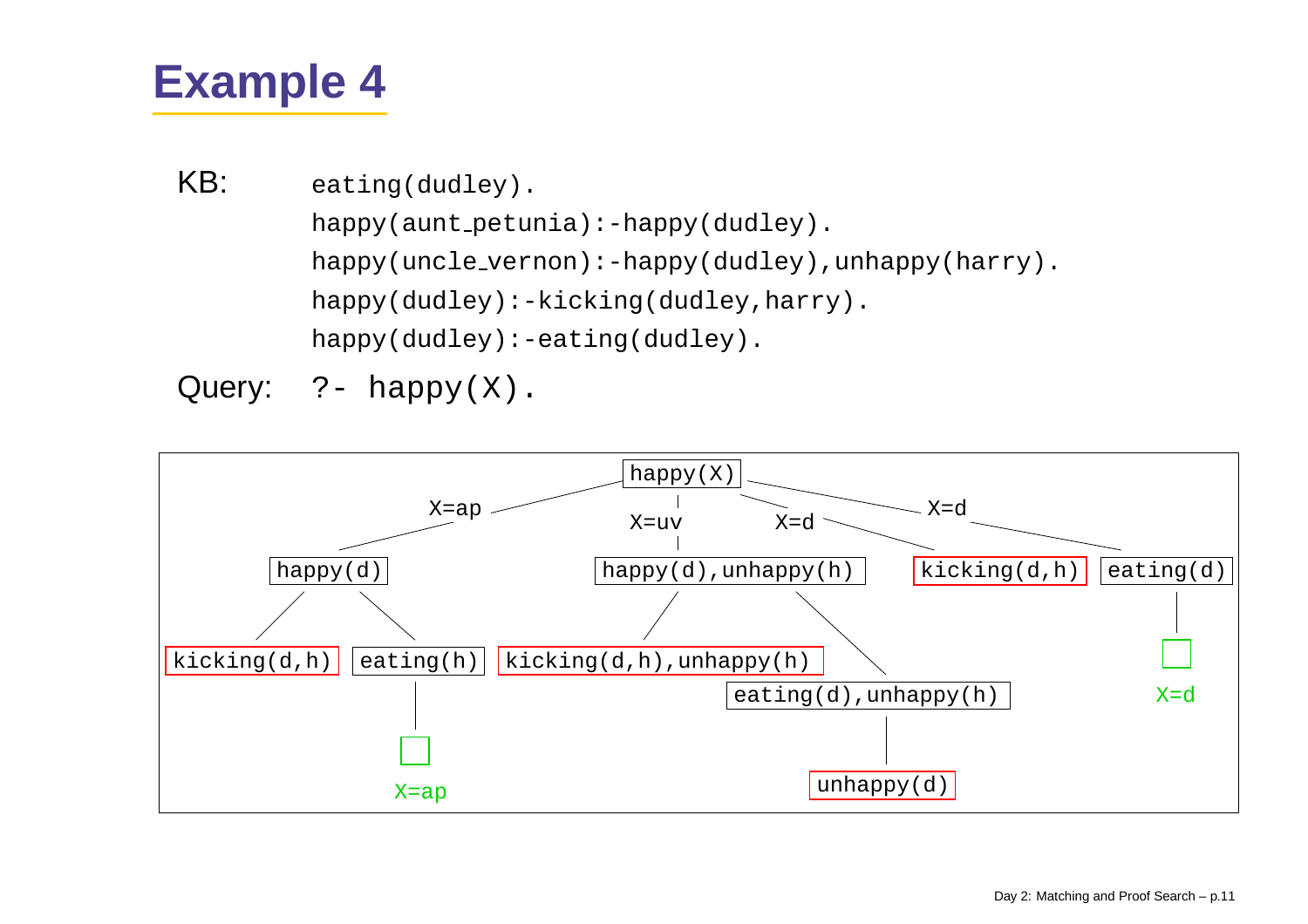# Example 4

KB:
```
eating(dudley).
happy(aunt_petunia):-happy(dudley).
happy(uncle_vernon):-happy(dudley),unhappy(harry).
happy(dudley):-kicking(dudley,harry).
happy(dudley):-eating(dudley).
```

Query: `?- happy(X).`

```
happy(X)
├── X=ap ── happy(d)
│            ├── kicking(d,h)            [fail]
│            └── eating(h)
│                 └── □  X=ap
├── X=uv ── happy(d),unhappy(h)
│            ├── kicking(d,h),unhappy(h) [fail]
│            └── eating(d),unhappy(h)
│                 └── unhappy(d)         [fail]
├── X=d ─── kicking(d,h)                 [fail]
└── X=d ─── eating(d)
             └── □  X=d
```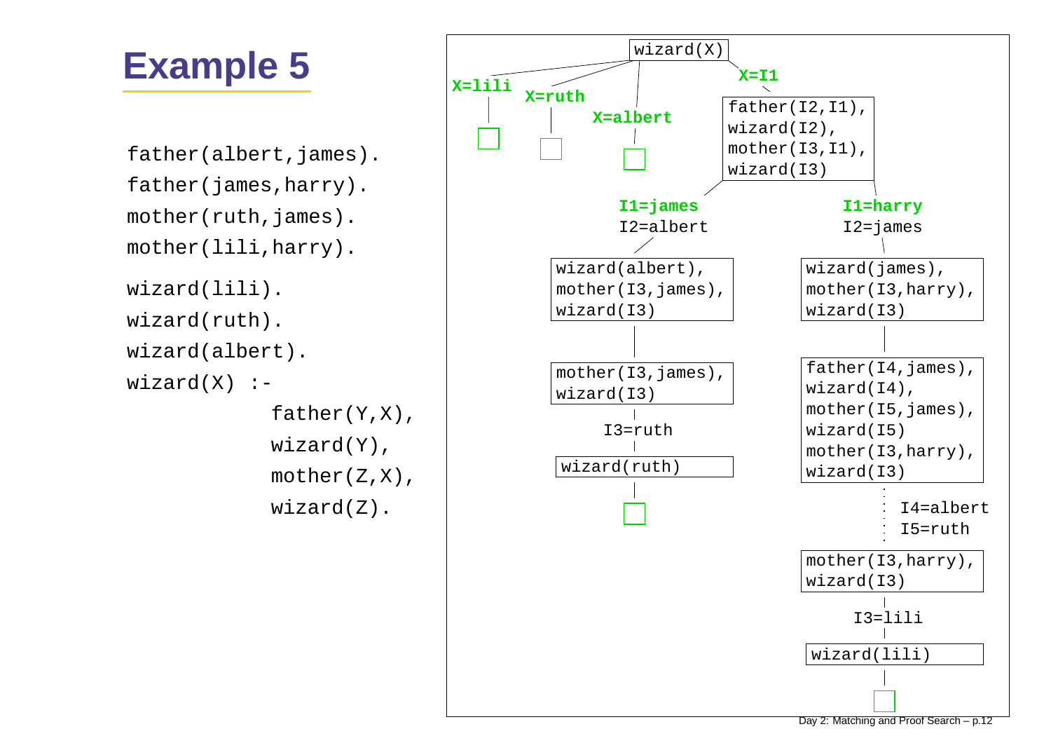# Example 5

```
father(albert,james).
father(james,harry).
mother(ruth,james).
mother(lili,harry).

wizard(lili).
wizard(ruth).
wizard(albert).
wizard(X) :-
          father(Y,X),
          wizard(Y),
          mother(Z,X),
          wizard(Z).
```

```
wizard(X)
├── X=lili   → □
├── X=ruth   → □
├── X=albert → □
└── X=I1
    father(I2,I1), wizard(I2), mother(I3,I1), wizard(I3)
    ├── I1=james, I2=albert
    │   wizard(albert), mother(I3,james), wizard(I3)
    │   mother(I3,james), wizard(I3)
    │   I3=ruth
    │   wizard(ruth)
    │   □
    └── I1=harry, I2=james
        wizard(james), mother(I3,harry), wizard(I3)
        father(I4,james), wizard(I4), mother(I5,james), wizard(I5)
        mother(I3,harry), wizard(I3)
        ⋮ I4=albert
        ⋮ I5=ruth
        mother(I3,harry), wizard(I3)
        I3=lili
        wizard(lili)
        □
```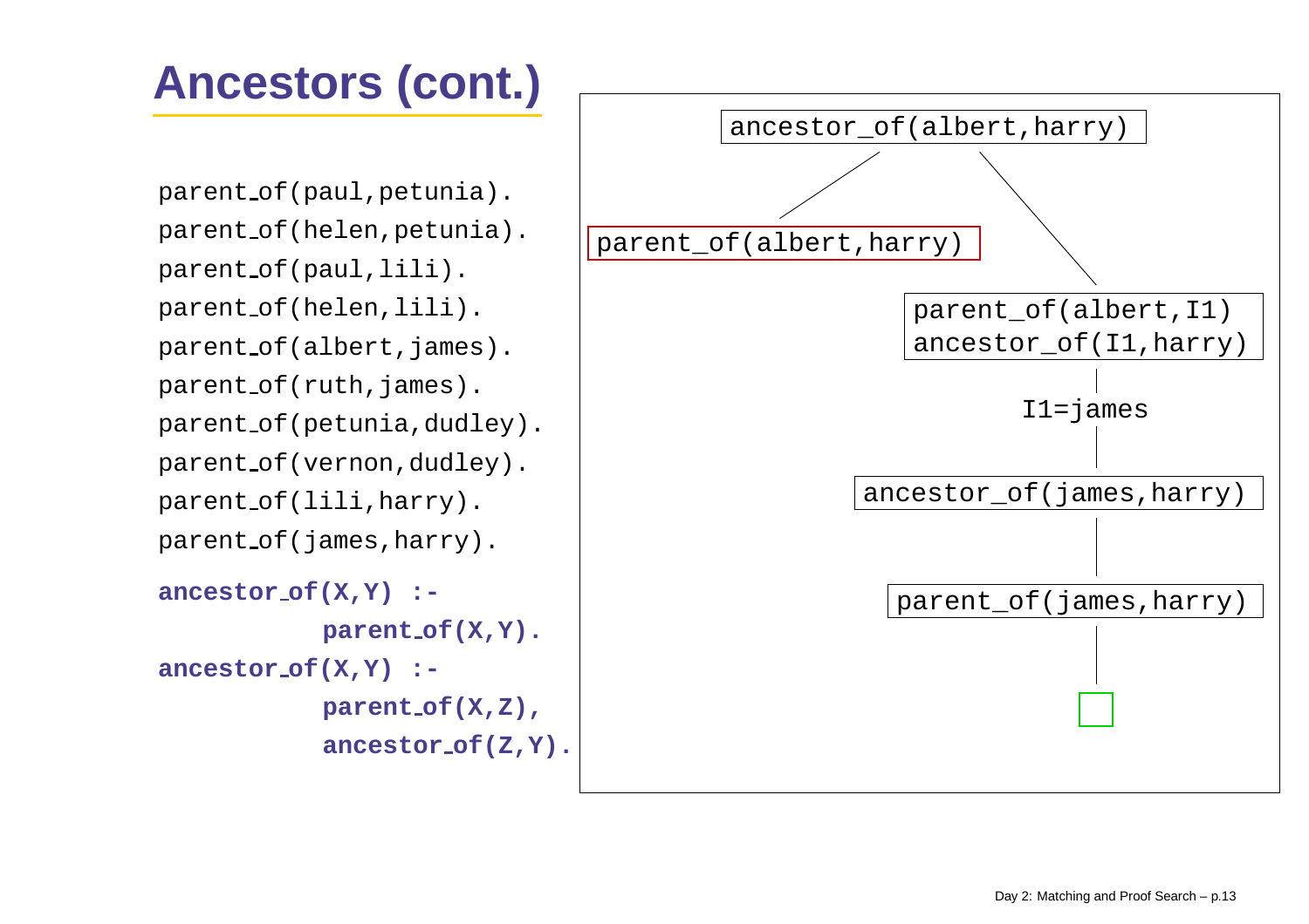# Ancestors (cont.)

```
parent_of(paul,petunia).
parent_of(helen,petunia).
parent_of(paul,lili).
parent_of(helen,lili).
parent_of(albert,james).
parent_of(ruth,james).
parent_of(petunia,dudley).
parent_of(vernon,dudley).
parent_of(lili,harry).
parent_of(james,harry).

ancestor_of(X,Y) :-
        parent_of(X,Y).
ancestor_of(X,Y) :-
        parent_of(X,Z),
        ancestor_of(Z,Y).
```

```
ancestor_of(albert,harry)
├── parent_of(albert,harry)
└── parent_of(albert,I1)
    ancestor_of(I1,harry)
        │
        I1=james
        │
    ancestor_of(james,harry)
        │
    parent_of(james,harry)
        │
        □
```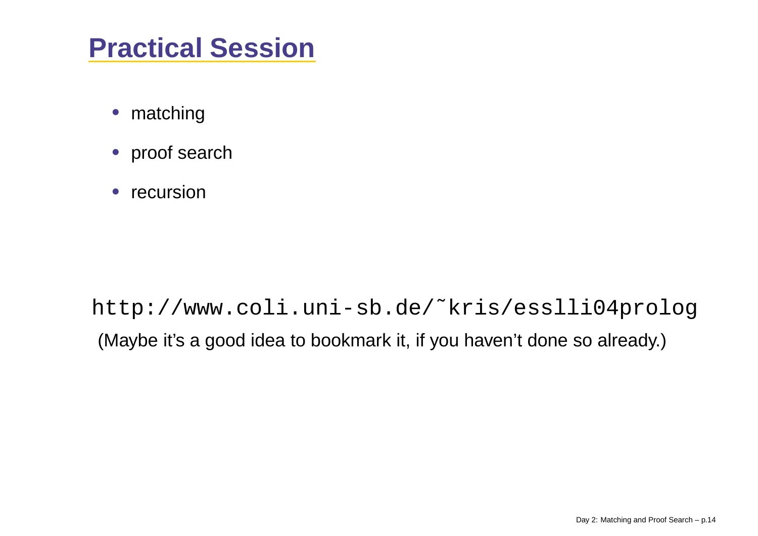# Practical Session

- matching
- proof search
- recursion

`http://www.coli.uni-sb.de/˜kris/esslli04prolog`

(Maybe it's a good idea to bookmark it, if you haven't done so already.)